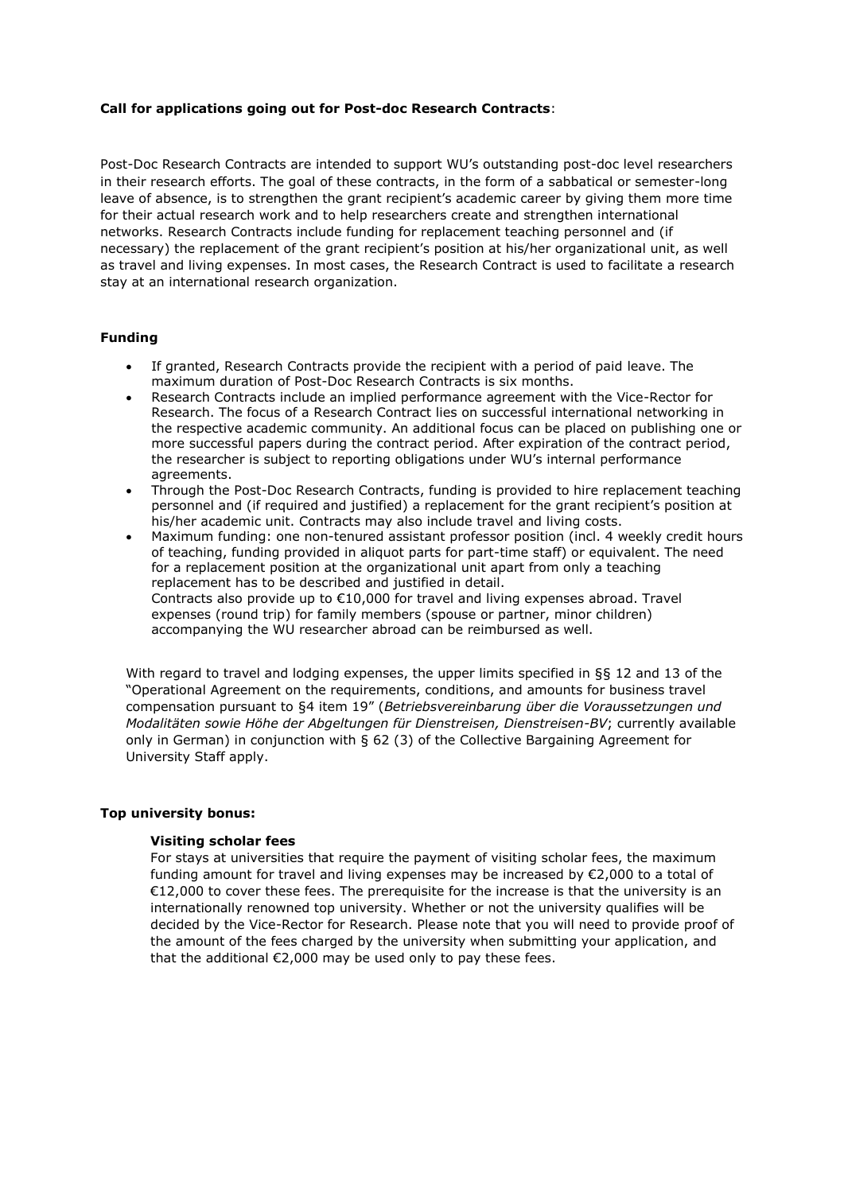**Call for applications going out for Post-doc Research Contracts**:

Post-Doc Research Contracts are intended to support WU's outstanding post-doc level researchers in their research efforts. The goal of these contracts, in the form of a sabbatical or semester-long leave of absence, is to strengthen the grant recipient's academic career by giving them more time for their actual research work and to help researchers create and strengthen international networks. Research Contracts include funding for replacement teaching personnel and (if necessary) the replacement of the grant recipient's position at his/her organizational unit, as well as travel and living expenses. In most cases, the Research Contract is used to facilitate a research stay at an international research organization.

**Funding**

- If granted, Research Contracts provide the recipient with a period of paid leave. The maximum duration of Post-Doc Research Contracts is six months.
- Research Contracts include an implied performance agreement with the Vice-Rector for Research. The focus of a Research Contract lies on successful international networking in the respective academic community. An additional focus can be placed on publishing one or more successful papers during the contract period. After expiration of the contract period, the researcher is subject to reporting obligations under WU's internal performance agreements.
- Through the Post-Doc Research Contracts, funding is provided to hire replacement teaching personnel and (if required and justified) a replacement for the grant recipient's position at his/her academic unit. Contracts may also include travel and living costs.
- Maximum funding: one non-tenured assistant professor position (incl. 4 weekly credit hours of teaching, funding provided in aliquot parts for part-time staff) or equivalent. The need for a replacement position at the organizational unit apart from only a teaching replacement has to be described and justified in detail.
  Contracts also provide up to €10,000 for travel and living expenses abroad. Travel expenses (round trip) for family members (spouse or partner, minor children) accompanying the WU researcher abroad can be reimbursed as well.

With regard to travel and lodging expenses, the upper limits specified in §§ 12 and 13 of the "Operational Agreement on the requirements, conditions, and amounts for business travel compensation pursuant to §4 item 19" (*Betriebsvereinbarung über die Voraussetzungen und Modalitäten sowie Höhe der Abgeltungen für Dienstreisen, Dienstreisen-BV*; currently available only in German) in conjunction with § 62 (3) of the Collective Bargaining Agreement for University Staff apply.

**Top university bonus:**

**Visiting scholar fees**

For stays at universities that require the payment of visiting scholar fees, the maximum funding amount for travel and living expenses may be increased by €2,000 to a total of €12,000 to cover these fees. The prerequisite for the increase is that the university is an internationally renowned top university. Whether or not the university qualifies will be decided by the Vice-Rector for Research. Please note that you will need to provide proof of the amount of the fees charged by the university when submitting your application, and that the additional €2,000 may be used only to pay these fees.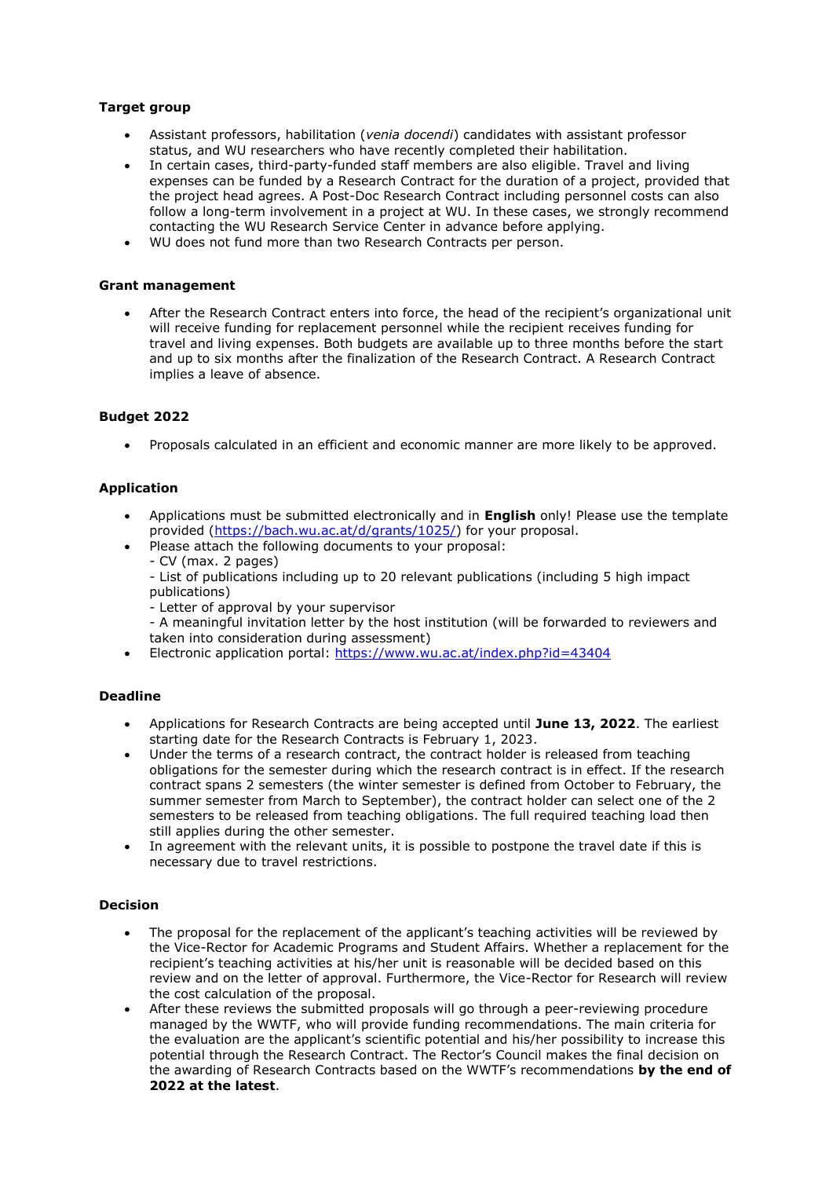**Target group**

- Assistant professors, habilitation (*venia docendi*) candidates with assistant professor status, and WU researchers who have recently completed their habilitation.
- In certain cases, third-party-funded staff members are also eligible. Travel and living expenses can be funded by a Research Contract for the duration of a project, provided that the project head agrees. A Post-Doc Research Contract including personnel costs can also follow a long-term involvement in a project at WU. In these cases, we strongly recommend contacting the WU Research Service Center in advance before applying.
- WU does not fund more than two Research Contracts per person.

**Grant management**

- After the Research Contract enters into force, the head of the recipient's organizational unit will receive funding for replacement personnel while the recipient receives funding for travel and living expenses. Both budgets are available up to three months before the start and up to six months after the finalization of the Research Contract. A Research Contract implies a leave of absence.

**Budget 2022**

- Proposals calculated in an efficient and economic manner are more likely to be approved.

**Application**

- Applications must be submitted electronically and in **English** only! Please use the template provided ([https://bach.wu.ac.at/d/grants/1025/](https://bach.wu.ac.at/d/grants/1025/)) for your proposal.
- Please attach the following documents to your proposal:
  - CV (max. 2 pages)
  - List of publications including up to 20 relevant publications (including 5 high impact publications)
  - Letter of approval by your supervisor
  - A meaningful invitation letter by the host institution (will be forwarded to reviewers and taken into consideration during assessment)
- Electronic application portal: [https://www.wu.ac.at/index.php?id=43404](https://www.wu.ac.at/index.php?id=43404)

**Deadline**

- Applications for Research Contracts are being accepted until **June 13, 2022**. The earliest starting date for the Research Contracts is February 1, 2023.
- Under the terms of a research contract, the contract holder is released from teaching obligations for the semester during which the research contract is in effect. If the research contract spans 2 semesters (the winter semester is defined from October to February, the summer semester from March to September), the contract holder can select one of the 2 semesters to be released from teaching obligations. The full required teaching load then still applies during the other semester.
- In agreement with the relevant units, it is possible to postpone the travel date if this is necessary due to travel restrictions.

**Decision**

- The proposal for the replacement of the applicant's teaching activities will be reviewed by the Vice-Rector for Academic Programs and Student Affairs. Whether a replacement for the recipient's teaching activities at his/her unit is reasonable will be decided based on this review and on the letter of approval. Furthermore, the Vice-Rector for Research will review the cost calculation of the proposal.
- After these reviews the submitted proposals will go through a peer-reviewing procedure managed by the WWTF, who will provide funding recommendations. The main criteria for the evaluation are the applicant's scientific potential and his/her possibility to increase this potential through the Research Contract. The Rector's Council makes the final decision on the awarding of Research Contracts based on the WWTF's recommendations **by the end of 2022 at the latest**.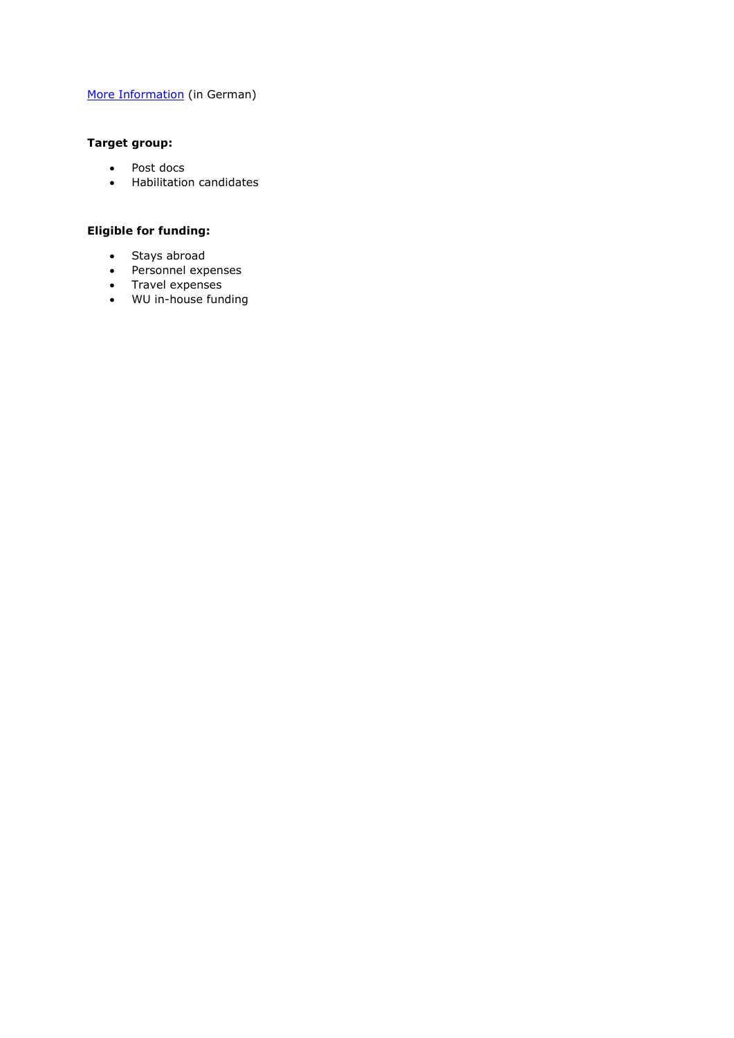More Information (in German)

**Target group:**

- Post docs
- Habilitation candidates

**Eligible for funding:**

- Stays abroad
- Personnel expenses
- Travel expenses
- WU in-house funding